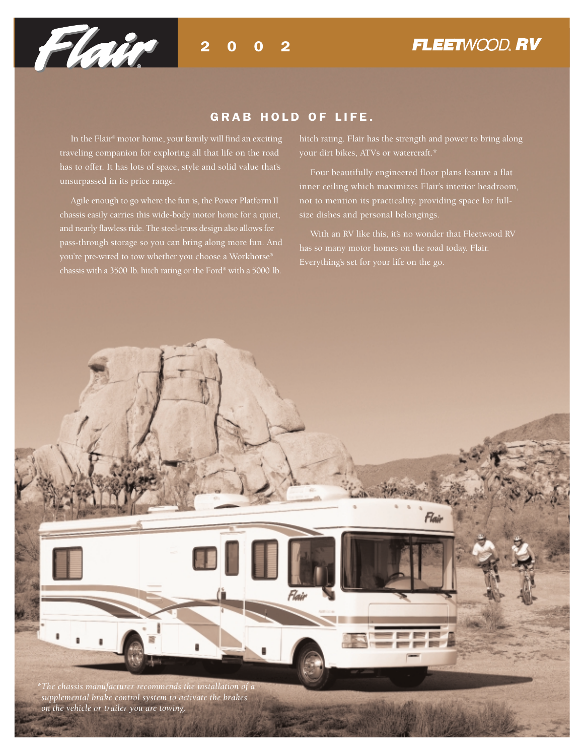Flair® 2002 FLEETWOOD RV

## GRAB HOLD OF LIFE.

In the Flair® motor home, your family will find an exciting traveling companion for exploring all that life on the road has to offer. It has lots of space, style and solid value that's unsurpassed in its price range.

Agile enough to go where the fun is, the Power Platform II chassis easily carries this wide-body motor home for a quiet, and nearly flawless ride. The steel-truss design also allows for pass-through storage so you can bring along more fun. And you're pre-wired to tow whether you choose a Workhorse® chassis with a 3500 lb. hitch rating or the Ford® with a 5000 lb. hitch rating. Flair has the strength and power to bring along your dirt bikes, ATVs or watercraft.*

Four beautifully engineered floor plans feature a flat inner ceiling which maximizes Flair's interior headroom, not to mention its practicality, providing space for full-size dishes and personal belongings.

With an RV like this, it's no wonder that Fleetwood RV has so many motor homes on the road today. Flair. Everything's set for your life on the go.

*\*The chassis manufacturer recommends the installation of a supplemental brake control system to activate the brakes on the vehicle or trailer you are towing.*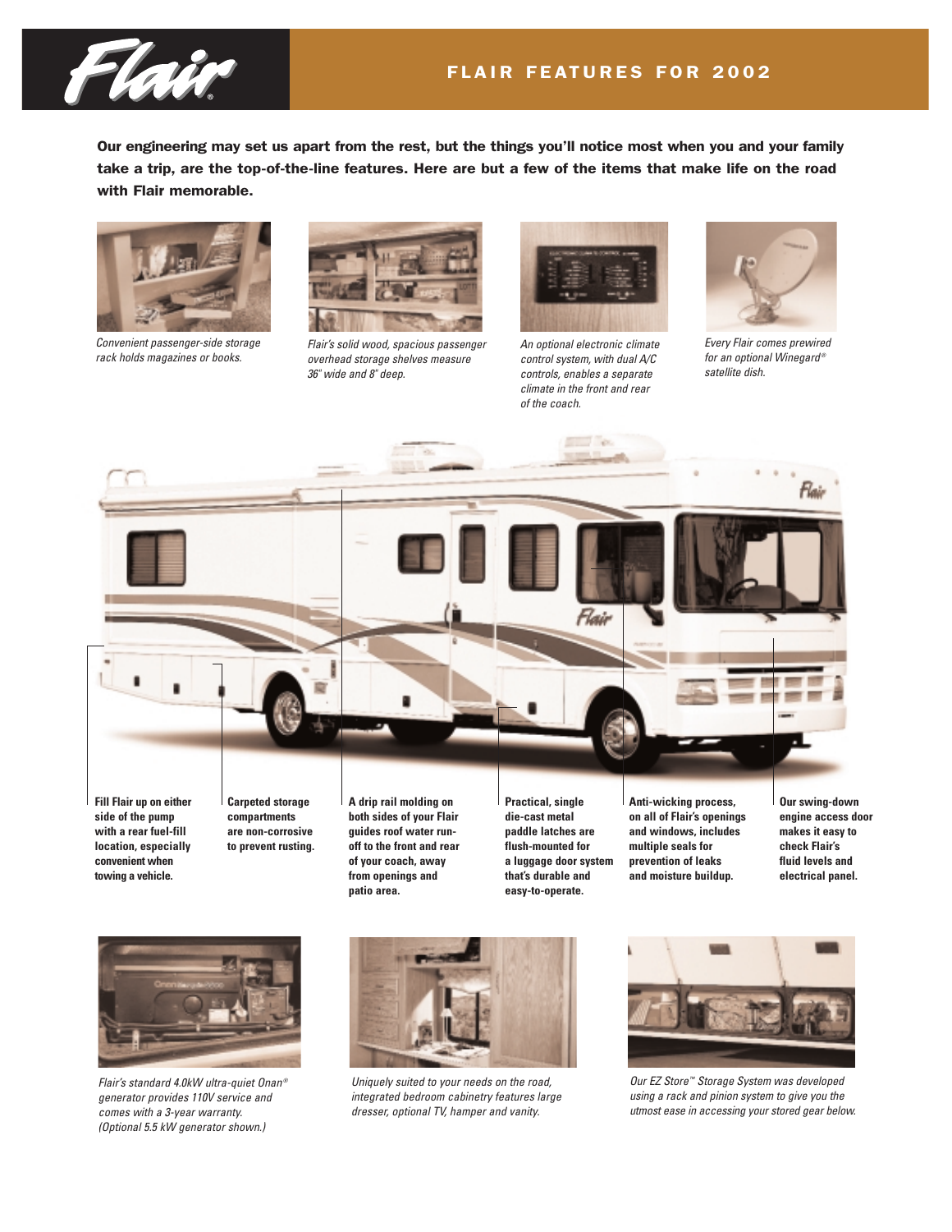# Flair®

## FLAIR FEATURES FOR 2002

**Our engineering may set us apart from the rest, but the things you'll notice most when you and your family take a trip, are the top-of-the-line features. Here are but a few of the items that make life on the road with Flair memorable.**

*Convenient passenger-side storage rack holds magazines or books.*

*Flair's solid wood, spacious passenger overhead storage shelves measure 36" wide and 8" deep.*

*An optional electronic climate control system, with dual A/C controls, enables a separate climate in the front and rear of the coach.*

*Every Flair comes prewired for an optional Winegard® satellite dish.*

**Fill Flair up on either side of the pump with a rear fuel-fill location, especially convenient when towing a vehicle.**

**Carpeted storage compartments are non-corrosive to prevent rusting.**

**A drip rail molding on both sides of your Flair guides roof water run-off to the front and rear of your coach, away from openings and patio area.**

**Practical, single die-cast metal paddle latches are flush-mounted for a luggage door system that's durable and easy-to-operate.**

**Anti-wicking process, on all of Flair's openings and windows, includes multiple seals for prevention of leaks and moisture buildup.**

**Our swing-down engine access door makes it easy to check Flair's fluid levels and electrical panel.**

*Flair's standard 4.0kW ultra-quiet Onan® generator provides 110V service and comes with a 3-year warranty. (Optional 5.5 kW generator shown.)*

*Uniquely suited to your needs on the road, integrated bedroom cabinetry features large dresser, optional TV, hamper and vanity.*

*Our EZ Store™ Storage System was developed using a rack and pinion system to give you the utmost ease in accessing your stored gear below.*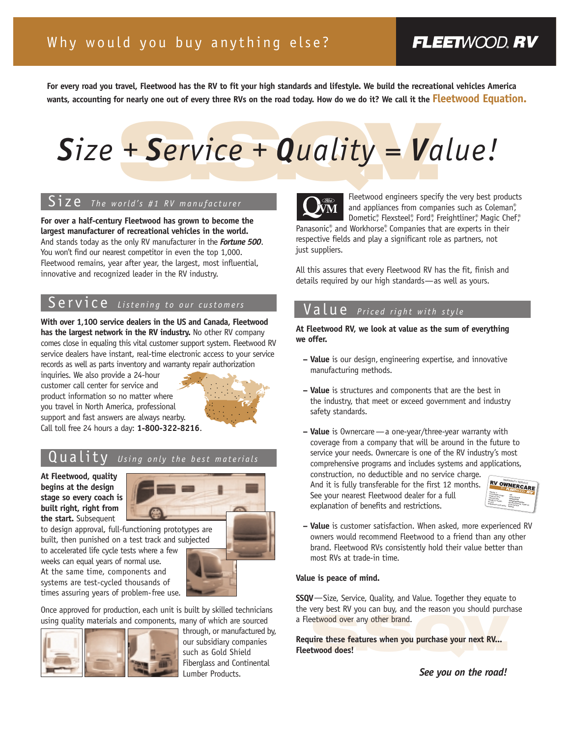# Why would you buy anything else?

**FLEETWOOD RV**

**For every road you travel, Fleetwood has the RV to fit your high standards and lifestyle. We build the recreational vehicles America wants, accounting for nearly one out of every three RVs on the road today. How do we do it? We call it the Fleetwood Equation.**

# *Size + Service + Quality = Value!*

## Size *The world's #1 RV manufacturer*

**For over a half-century Fleetwood has grown to become the largest manufacturer of recreational vehicles in the world.** And stands today as the only RV manufacturer in the ***Fortune 500***. You won't find our nearest competitor in even the top 1,000. Fleetwood remains, year after year, the largest, most influential, innovative and recognized leader in the RV industry.

## Service *Listening to our customers*

**With over 1,100 service dealers in the US and Canada, Fleetwood has the largest network in the RV industry.** No other RV company comes close in equaling this vital customer support system. Fleetwood RV service dealers have instant, real-time electronic access to your service records as well as parts inventory and warranty repair authorization inquiries. We also provide a 24-hour customer call center for service and product information so no matter where you travel in North America, professional support and fast answers are always nearby. Call toll free 24 hours a day: **1-800-322-8216**.

## Quality *Using only the best materials*

**At Fleetwood, quality begins at the design stage so every coach is built right, right from the start.** Subsequent to design approval, full-functioning prototypes are built, then punished on a test track and subjected to accelerated life cycle tests where a few weeks can equal years of normal use. At the same time, components and systems are test-cycled thousands of times assuring years of problem-free use.

Once approved for production, each unit is built by skilled technicians using quality materials and components, many of which are sourced through, or manufactured by, our subsidiary companies such as Gold Shield Fiberglass and Continental Lumber Products.

Fleetwood engineers specify the very best products and appliances from companies such as Coleman®, Dometic®, Flexsteel®, Ford®, Freightliner®, Magic Chef®, Panasonic®, and Workhorse®. Companies that are experts in their respective fields and play a significant role as partners, not just suppliers.

All this assures that every Fleetwood RV has the fit, finish and details required by our high standards—as well as yours.

## Value *Priced right with style*

**At Fleetwood RV, we look at value as the sum of everything we offer.**

- **Value** is our design, engineering expertise, and innovative manufacturing methods.
- **Value** is structures and components that are the best in the industry, that meet or exceed government and industry safety standards.
- **Value** is Ownercare — a one-year/three-year warranty with coverage from a company that will be around in the future to service your needs. Ownercare is one of the RV industry's most comprehensive programs and includes systems and applications, construction, no deductible and no service charge. And it is fully transferable for the first 12 months. See your nearest Fleetwood dealer for a full explanation of benefits and restrictions.
- **Value** is customer satisfaction. When asked, more experienced RV owners would recommend Fleetwood to a friend than any other brand. Fleetwood RVs consistently hold their value better than most RVs at trade-in time.

**Value is peace of mind.**

**SSQV**—Size, Service, Quality, and Value. Together they equate to the very best RV you can buy, and the reason you should purchase a Fleetwood over any other brand.

**Require these features when you purchase your next RV... Fleetwood does!**

*See you on the road!*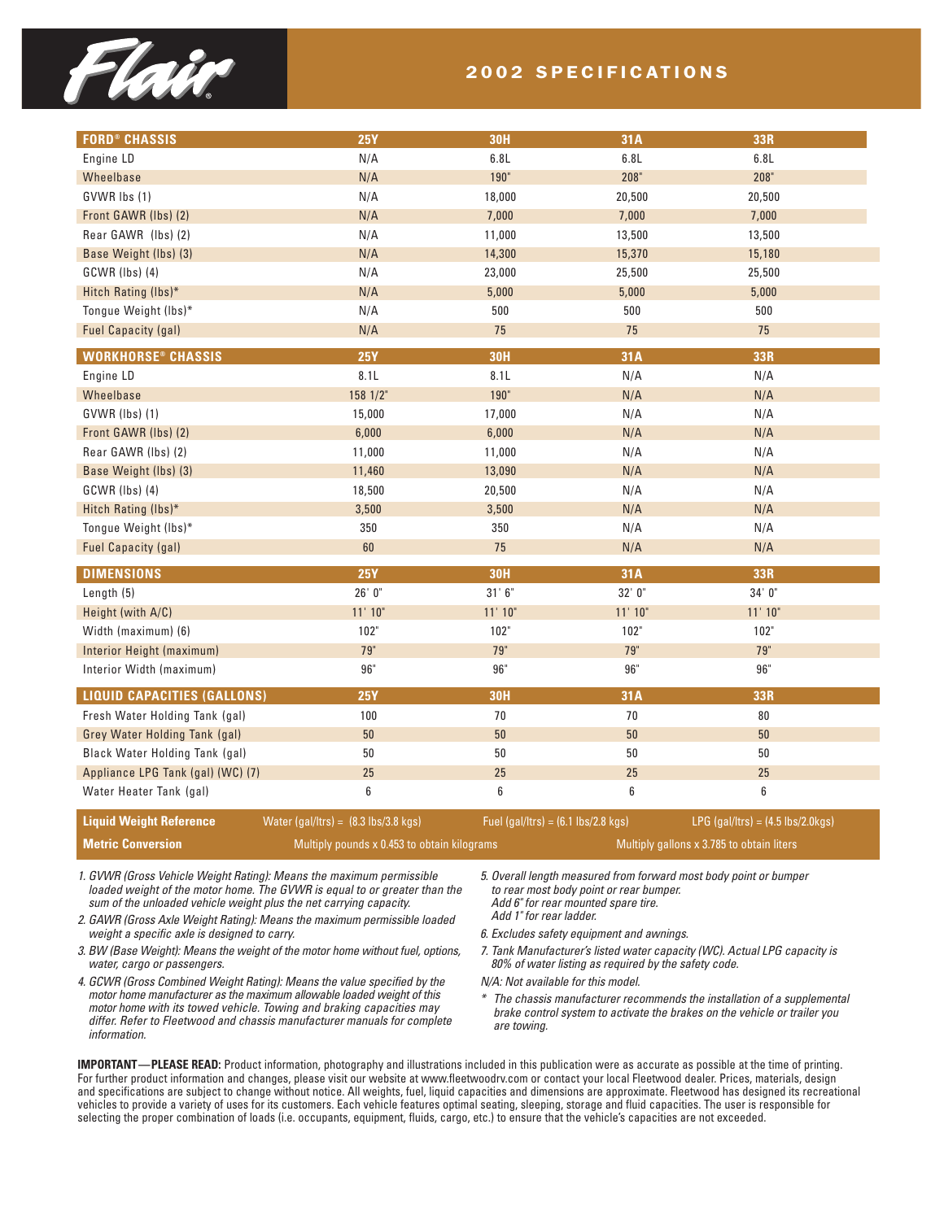# Flair®

## 2002 SPECIFICATIONS

| FORD® CHASSIS | 25Y | 30H | 31A | 33R |
|---|---|---|---|---|
| Engine LD | N/A | 6.8L | 6.8L | 6.8L |
| Wheelbase | N/A | 190" | 208" | 208" |
| GVWR lbs (1) | N/A | 18,000 | 20,500 | 20,500 |
| Front GAWR (lbs) (2) | N/A | 7,000 | 7,000 | 7,000 |
| Rear GAWR (lbs) (2) | N/A | 11,000 | 13,500 | 13,500 |
| Base Weight (lbs) (3) | N/A | 14,300 | 15,370 | 15,180 |
| GCWR (lbs) (4) | N/A | 23,000 | 25,500 | 25,500 |
| Hitch Rating (lbs)* | N/A | 5,000 | 5,000 | 5,000 |
| Tongue Weight (lbs)* | N/A | 500 | 500 | 500 |
| Fuel Capacity (gal) | N/A | 75 | 75 | 75 |

| WORKHORSE® CHASSIS | 25Y | 30H | 31A | 33R |
|---|---|---|---|---|
| Engine LD | 8.1L | 8.1L | N/A | N/A |
| Wheelbase | 158 1/2" | 190" | N/A | N/A |
| GVWR (lbs) (1) | 15,000 | 17,000 | N/A | N/A |
| Front GAWR (lbs) (2) | 6,000 | 6,000 | N/A | N/A |
| Rear GAWR (lbs) (2) | 11,000 | 11,000 | N/A | N/A |
| Base Weight (lbs) (3) | 11,460 | 13,090 | N/A | N/A |
| GCWR (lbs) (4) | 18,500 | 20,500 | N/A | N/A |
| Hitch Rating (lbs)* | 3,500 | 3,500 | N/A | N/A |
| Tongue Weight (lbs)* | 350 | 350 | N/A | N/A |
| Fuel Capacity (gal) | 60 | 75 | N/A | N/A |

| DIMENSIONS | 25Y | 30H | 31A | 33R |
|---|---|---|---|---|
| Length (5) | 26' 0" | 31' 6" | 32' 0" | 34' 0" |
| Height (with A/C) | 11' 10" | 11' 10" | 11' 10" | 11' 10" |
| Width (maximum) (6) | 102" | 102" | 102" | 102" |
| Interior Height (maximum) | 79" | 79" | 79" | 79" |
| Interior Width (maximum) | 96" | 96" | 96" | 96" |

| LIQUID CAPACITIES (GALLONS) | 25Y | 30H | 31A | 33R |
|---|---|---|---|---|
| Fresh Water Holding Tank (gal) | 100 | 70 | 70 | 80 |
| Grey Water Holding Tank (gal) | 50 | 50 | 50 | 50 |
| Black Water Holding Tank (gal) | 50 | 50 | 50 | 50 |
| Appliance LPG Tank (gal) (WC) (7) | 25 | 25 | 25 | 25 |
| Water Heater Tank (gal) | 6 | 6 | 6 | 6 |

| | | | |
|---|---|---|---|
| **Liquid Weight Reference** | Water (gal/ltrs) = (8.3 lbs/3.8 kgs) | Fuel (gal/ltrs) = (6.1 lbs/2.8 kgs) | LPG (gal/ltrs) = (4.5 lbs/2.0kgs) |
| **Metric Conversion** | Multiply pounds x 0.453 to obtain kilograms | | Multiply gallons x 3.785 to obtain liters |

*1. GVWR (Gross Vehicle Weight Rating): Means the maximum permissible loaded weight of the motor home. The GVWR is equal to or greater than the sum of the unloaded vehicle weight plus the net carrying capacity.*

*2. GAWR (Gross Axle Weight Rating): Means the maximum permissible loaded weight a specific axle is designed to carry.*

*3. BW (Base Weight): Means the weight of the motor home without fuel, options, water, cargo or passengers.*

*4. GCWR (Gross Combined Weight Rating): Means the value specified by the motor home manufacturer as the maximum allowable loaded weight of this motor home with its towed vehicle. Towing and braking capacities may differ. Refer to Fleetwood and chassis manufacturer manuals for complete information.*

*5. Overall length measured from forward most body point or bumper to rear most body point or rear bumper. Add 6" for rear mounted spare tire. Add 1" for rear ladder.*

*6. Excludes safety equipment and awnings.*

*7. Tank Manufacturer's listed water capacity (WC). Actual LPG capacity is 80% of water listing as required by the safety code.*

*N/A: Not available for this model.*

*\* The chassis manufacturer recommends the installation of a supplemental brake control system to activate the brakes on the vehicle or trailer you are towing.*

**IMPORTANT—PLEASE READ:** Product information, photography and illustrations included in this publication were as accurate as possible at the time of printing. For further product information and changes, please visit our website at www.fleetwoodrv.com or contact your local Fleetwood dealer. Prices, materials, design and specifications are subject to change without notice. All weights, fuel, liquid capacities and dimensions are approximate. Fleetwood has designed its recreational vehicles to provide a variety of uses for its customers. Each vehicle features optimal seating, sleeping, storage and fluid capacities. The user is responsible for selecting the proper combination of loads (i.e. occupants, equipment, fluids, cargo, etc.) to ensure that the vehicle's capacities are not exceeded.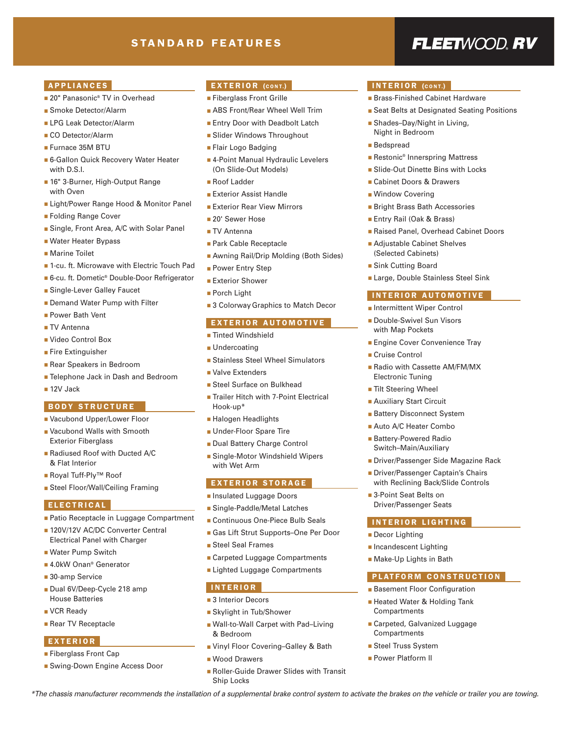# STANDARD FEATURES

**FLEETWOOD RV**

## APPLIANCES

- 20" Panasonic® TV in Overhead
- Smoke Detector/Alarm
- LPG Leak Detector/Alarm
- CO Detector/Alarm
- Furnace 35M BTU
- 6-Gallon Quick Recovery Water Heater with D.S.I.
- 16" 3-Burner, High-Output Range with Oven
- Light/Power Range Hood & Monitor Panel
- Folding Range Cover
- Single, Front Area, A/C with Solar Panel
- Water Heater Bypass
- Marine Toilet
- 1-cu. ft. Microwave with Electric Touch Pad
- 6-cu. ft. Dometic® Double-Door Refrigerator
- Single-Lever Galley Faucet
- Demand Water Pump with Filter
- Power Bath Vent
- TV Antenna
- Video Control Box
- Fire Extinguisher
- Rear Speakers in Bedroom
- Telephone Jack in Dash and Bedroom
- 12V Jack

## BODY STRUCTURE

- Vacubond Upper/Lower Floor
- Vacubond Walls with Smooth Exterior Fiberglass
- Radiused Roof with Ducted A/C & Flat Interior
- Royal Tuff-Ply™ Roof
- Steel Floor/Wall/Ceiling Framing

## ELECTRICAL

- Patio Receptacle in Luggage Compartment
- 120V/12V AC/DC Converter Central Electrical Panel with Charger
- Water Pump Switch
- 4.0kW Onan® Generator
- 30-amp Service
- Dual 6V/Deep-Cycle 218 amp House Batteries
- VCR Ready
- Rear TV Receptacle

## EXTERIOR

- Fiberglass Front Cap
- Swing-Down Engine Access Door

## EXTERIOR (CONT.)

- Fiberglass Front Grille
- ABS Front/Rear Wheel Well Trim
- Entry Door with Deadbolt Latch
- Slider Windows Throughout
- Flair Logo Badging
- 4-Point Manual Hydraulic Levelers (On Slide-Out Models)
- Roof Ladder
- Exterior Assist Handle
- Exterior Rear View Mirrors
- 20' Sewer Hose
- TV Antenna
- Park Cable Receptacle
- Awning Rail/Drip Molding (Both Sides)
- Power Entry Step
- Exterior Shower
- Porch Light
- 3 Colorway Graphics to Match Decor

## EXTERIOR AUTOMOTIVE

- Tinted Windshield
- Undercoating
- Stainless Steel Wheel Simulators
- Valve Extenders
- Steel Surface on Bulkhead
- Trailer Hitch with 7-Point Electrical Hook-up*
- Halogen Headlights
- Under-Floor Spare Tire
- Dual Battery Charge Control
- Single-Motor Windshield Wipers with Wet Arm

## EXTERIOR STORAGE

- Insulated Luggage Doors
- Single-Paddle/Metal Latches
- Continuous One-Piece Bulb Seals
- Gas Lift Strut Supports–One Per Door
- Steel Seal Frames
- Carpeted Luggage Compartments
- Lighted Luggage Compartments

## INTERIOR

- 3 Interior Decors
- Skylight in Tub/Shower
- Wall-to-Wall Carpet with Pad–Living & Bedroom
- Vinyl Floor Covering–Galley & Bath
- Wood Drawers
- Roller-Guide Drawer Slides with Transit Ship Locks

## INTERIOR (CONT.)

- Brass-Finished Cabinet Hardware
- Seat Belts at Designated Seating Positions
- Shades–Day/Night in Living, Night in Bedroom
- Bedspread
- Restonic® Innerspring Mattress
- Slide-Out Dinette Bins with Locks
- Cabinet Doors & Drawers
- Window Covering
- Bright Brass Bath Accessories
- Entry Rail (Oak & Brass)
- Raised Panel, Overhead Cabinet Doors
- Adjustable Cabinet Shelves (Selected Cabinets)
- Sink Cutting Board
- Large, Double Stainless Steel Sink

## INTERIOR AUTOMOTIVE

- Intermittent Wiper Control
- Double-Swivel Sun Visors with Map Pockets
- Engine Cover Convenience Tray
- Cruise Control
- Radio with Cassette AM/FM/MX Electronic Tuning
- Tilt Steering Wheel
- Auxiliary Start Circuit
- Battery Disconnect System
- Auto A/C Heater Combo
- Battery-Powered Radio Switch–Main/Auxiliary
- Driver/Passenger Side Magazine Rack
- Driver/Passenger Captain's Chairs with Reclining Back/Slide Controls
- 3-Point Seat Belts on Driver/Passenger Seats

## INTERIOR LIGHTING

- Decor Lighting
- Incandescent Lighting
- Make-Up Lights in Bath

## PLATFORM CONSTRUCTION

- Basement Floor Configuration
- Heated Water & Holding Tank Compartments
- Carpeted, Galvanized Luggage Compartments
- Steel Truss System
- Power Platform II

*\*The chassis manufacturer recommends the installation of a supplemental brake control system to activate the brakes on the vehicle or trailer you are towing.*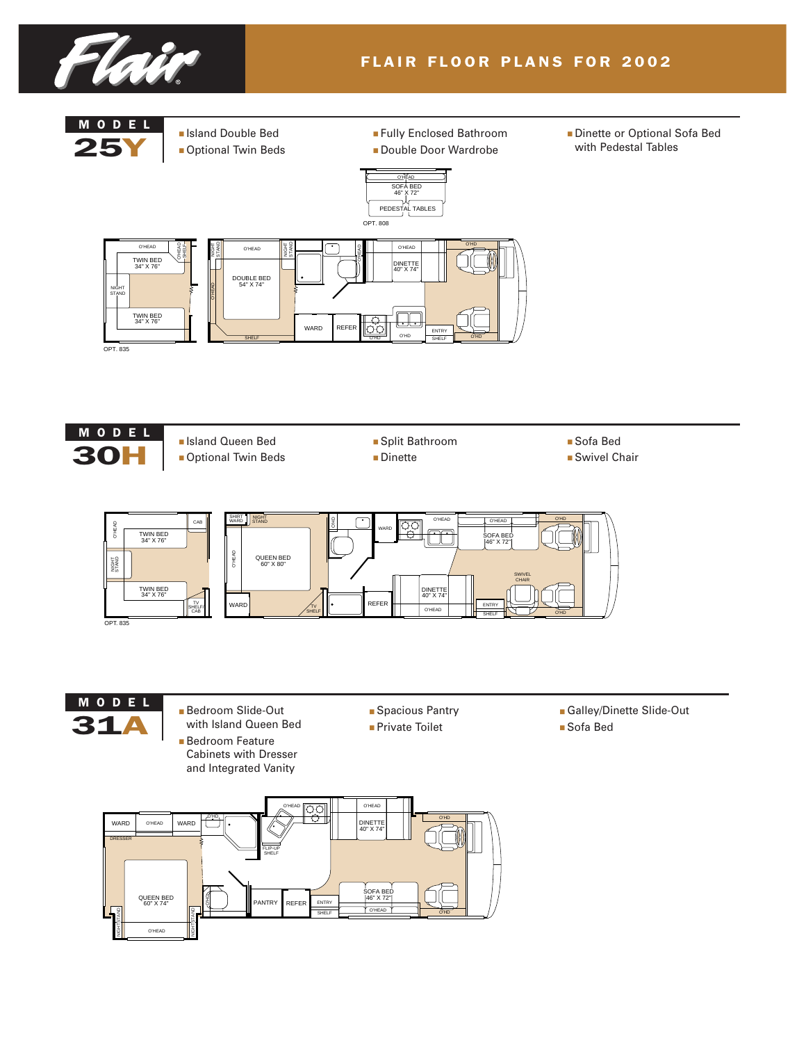# Flair

## FLAIR FLOOR PLANS FOR 2002

## MODEL 25Y

- Island Double Bed
- Optional Twin Beds
- Fully Enclosed Bathroom
- Double Door Wardrobe
- Dinette or Optional Sofa Bed with Pedestal Tables

O'HEAD
SOFA BED
46" X 72"
PEDESTAL TABLES
OPT. 808

O'HEAD
TWIN BED 34" X 76"
NIGHT STAND
TWIN BED 34" X 76"
OPT. 835

NIGHT STAND
O'HEAD
DOUBLE BED 54" X 74"
NIGHT STAND
O'HEAD
SHELF
WARD
REFER
O'HD
O'HEAD
DINETTE 40" X 74"
O'HD
ENTRY
SHELF

## MODEL 30H

- Island Queen Bed
- Optional Twin Beds
- Split Bathroom
- Dinette
- Sofa Bed
- Swivel Chair

O'HEAD
CAB
TWIN BED 34" X 76"
NIGHT STAND
TWIN BED 34" X 76"
TV SHELF/CAB
OPT. 835

SHIRT WARD
NIGHT STAND
O'HEAD
QUEEN BED 60" X 80"
WARD
TV SHELF
O'HD
WARD
REFER
O'HEAD
DINETTE 40" X 74"
O'HEAD
SOFA BED 46" X 72"
SWIVEL CHAIR
ENTRY
SHELF
O'HD

## MODEL 31A

- Bedroom Slide-Out with Island Queen Bed
- Bedroom Feature Cabinets with Dresser and Integrated Vanity
- Spacious Pantry
- Private Toilet
- Galley/Dinette Slide-Out
- Sofa Bed

WARD
O'HEAD
WARD
DRESSER
QUEEN BED 60" X 74"
NIGHT STAND
O'HEAD
NIGHT STAND
O'HD
O'HEAD
FLIP-UP SHELF
O'HD
PANTRY
REFER
ENTRY
SHELF
O'HEAD
DINETTE 40" X 74"
SOFA BED 46" X 72"
O'HEAD
O'HD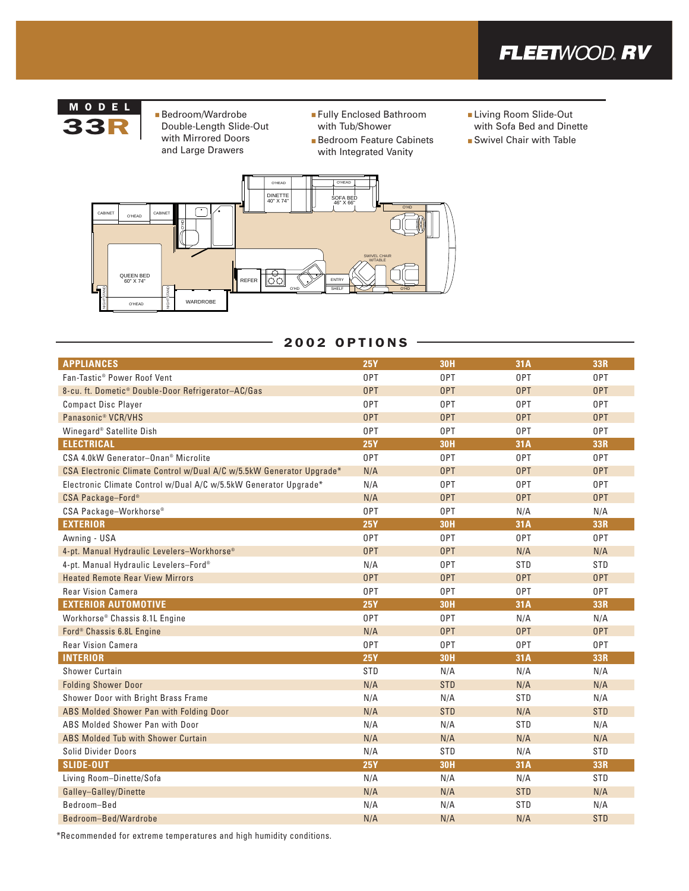## MODEL 33R

- Bedroom/Wardrobe Double-Length Slide-Out with Mirrored Doors and Large Drawers
- Fully Enclosed Bathroom with Tub/Shower
- Bedroom Feature Cabinets with Integrated Vanity
- Living Room Slide-Out with Sofa Bed and Dinette
- Swivel Chair with Table

## 2002 OPTIONS

| APPLIANCES | 25Y | 30H | 31A | 33R |
|---|---|---|---|---|
| Fan-Tastic® Power Roof Vent | OPT | OPT | OPT | OPT |
| 8-cu. ft. Dometic® Double-Door Refrigerator–AC/Gas | OPT | OPT | OPT | OPT |
| Compact Disc Player | OPT | OPT | OPT | OPT |
| Panasonic® VCR/VHS | OPT | OPT | OPT | OPT |
| Winegard® Satellite Dish | OPT | OPT | OPT | OPT |
| **ELECTRICAL** | **25Y** | **30H** | **31A** | **33R** |
| CSA 4.0kW Generator–Onan® Microlite | OPT | OPT | OPT | OPT |
| CSA Electronic Climate Control w/Dual A/C w/5.5kW Generator Upgrade* | N/A | OPT | OPT | OPT |
| Electronic Climate Control w/Dual A/C w/5.5kW Generator Upgrade* | N/A | OPT | OPT | OPT |
| CSA Package–Ford® | N/A | OPT | OPT | OPT |
| CSA Package–Workhorse® | OPT | OPT | N/A | N/A |
| **EXTERIOR** | **25Y** | **30H** | **31A** | **33R** |
| Awning - USA | OPT | OPT | OPT | OPT |
| 4-pt. Manual Hydraulic Levelers–Workhorse® | OPT | OPT | N/A | N/A |
| 4-pt. Manual Hydraulic Levelers–Ford® | N/A | OPT | STD | STD |
| Heated Remote Rear View Mirrors | OPT | OPT | OPT | OPT |
| Rear Vision Camera | OPT | OPT | OPT | OPT |
| **EXTERIOR AUTOMOTIVE** | **25Y** | **30H** | **31A** | **33R** |
| Workhorse® Chassis 8.1L Engine | OPT | OPT | N/A | N/A |
| Ford® Chassis 6.8L Engine | N/A | OPT | OPT | OPT |
| Rear Vision Camera | OPT | OPT | OPT | OPT |
| **INTERIOR** | **25Y** | **30H** | **31A** | **33R** |
| Shower Curtain | STD | N/A | N/A | N/A |
| Folding Shower Door | N/A | STD | N/A | N/A |
| Shower Door with Bright Brass Frame | N/A | N/A | STD | N/A |
| ABS Molded Shower Pan with Folding Door | N/A | STD | N/A | STD |
| ABS Molded Shower Pan with Door | N/A | N/A | STD | N/A |
| ABS Molded Tub with Shower Curtain | N/A | N/A | N/A | N/A |
| Solid Divider Doors | N/A | STD | N/A | STD |
| **SLIDE-OUT** | **25Y** | **30H** | **31A** | **33R** |
| Living Room–Dinette/Sofa | N/A | N/A | N/A | STD |
| Galley–Galley/Dinette | N/A | N/A | STD | N/A |
| Bedroom–Bed | N/A | N/A | STD | N/A |
| Bedroom–Bed/Wardrobe | N/A | N/A | N/A | STD |

*Recommended for extreme temperatures and high humidity conditions.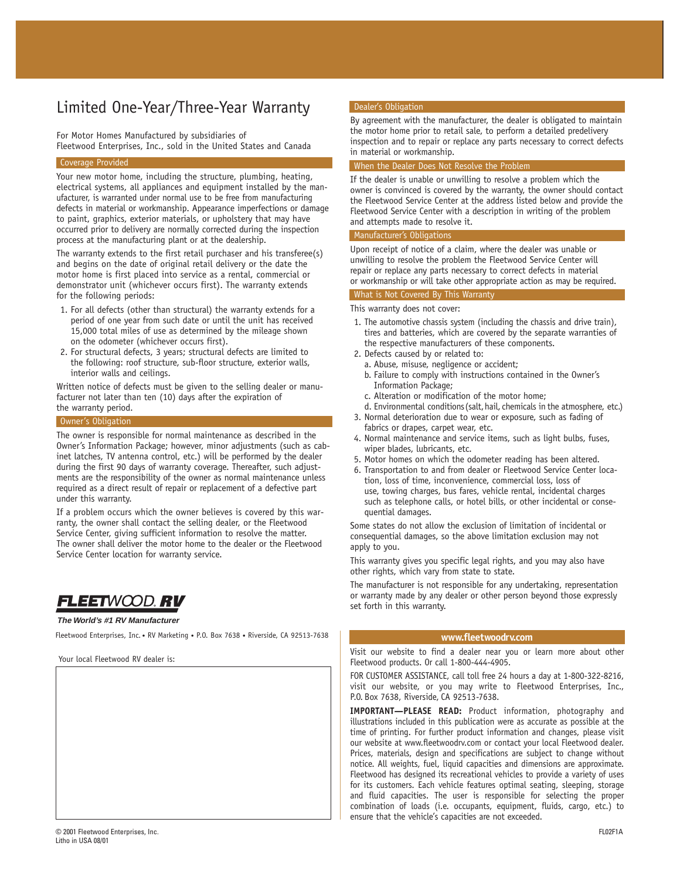# Limited One-Year/Three-Year Warranty

For Motor Homes Manufactured by subsidiaries of Fleetwood Enterprises, Inc., sold in the United States and Canada

## Coverage Provided

Your new motor home, including the structure, plumbing, heating, electrical systems, all appliances and equipment installed by the manufacturer, is warranted under normal use to be free from manufacturing defects in material or workmanship. Appearance imperfections or damage to paint, graphics, exterior materials, or upholstery that may have occurred prior to delivery are normally corrected during the inspection process at the manufacturing plant or at the dealership.

The warranty extends to the first retail purchaser and his transferee(s) and begins on the date of original retail delivery or the date the motor home is first placed into service as a rental, commercial or demonstrator unit (whichever occurs first). The warranty extends for the following periods:

1. For all defects (other than structural) the warranty extends for a period of one year from such date or until the unit has received 15,000 total miles of use as determined by the mileage shown on the odometer (whichever occurs first).
2. For structural defects, 3 years; structural defects are limited to the following: roof structure, sub-floor structure, exterior walls, interior walls and ceilings.

Written notice of defects must be given to the selling dealer or manufacturer not later than ten (10) days after the expiration of the warranty period.

## Owner's Obligation

The owner is responsible for normal maintenance as described in the Owner's Information Package; however, minor adjustments (such as cabinet latches, TV antenna control, etc.) will be performed by the dealer during the first 90 days of warranty coverage. Thereafter, such adjustments are the responsibility of the owner as normal maintenance unless required as a direct result of repair or replacement of a defective part under this warranty.

If a problem occurs which the owner believes is covered by this warranty, the owner shall contact the selling dealer, or the Fleetwood Service Center, giving sufficient information to resolve the matter. The owner shall deliver the motor home to the dealer or the Fleetwood Service Center location for warranty service.

## Dealer's Obligation

By agreement with the manufacturer, the dealer is obligated to maintain the motor home prior to retail sale, to perform a detailed predelivery inspection and to repair or replace any parts necessary to correct defects in material or workmanship.

## When the Dealer Does Not Resolve the Problem

If the dealer is unable or unwilling to resolve a problem which the owner is convinced is covered by the warranty, the owner should contact the Fleetwood Service Center at the address listed below and provide the Fleetwood Service Center with a description in writing of the problem and attempts made to resolve it.

## Manufacturer's Obligations

Upon receipt of notice of a claim, where the dealer was unable or unwilling to resolve the problem the Fleetwood Service Center will repair or replace any parts necessary to correct defects in material or workmanship or will take other appropriate action as may be required.

## What is Not Covered By This Warranty

This warranty does not cover:

1. The automotive chassis system (including the chassis and drive train), tires and batteries, which are covered by the separate warranties of the respective manufacturers of these components.
2. Defects caused by or related to:
   a. Abuse, misuse, negligence or accident;
   b. Failure to comply with instructions contained in the Owner's Information Package;
   c. Alteration or modification of the motor home;
   d. Environmental conditions (salt, hail, chemicals in the atmosphere, etc.)
3. Normal deterioration due to wear or exposure, such as fading of fabrics or drapes, carpet wear, etc.
4. Normal maintenance and service items, such as light bulbs, fuses, wiper blades, lubricants, etc.
5. Motor homes on which the odometer reading has been altered.
6. Transportation to and from dealer or Fleetwood Service Center location, loss of time, inconvenience, commercial loss, loss of use, towing charges, bus fares, vehicle rental, incidental charges such as telephone calls, or hotel bills, or other incidental or consequential damages.

Some states do not allow the exclusion of limitation of incidental or consequential damages, so the above limitation exclusion may not apply to you.

This warranty gives you specific legal rights, and you may also have other rights, which vary from state to state.

The manufacturer is not responsible for any undertaking, representation or warranty made by any dealer or other person beyond those expressly set forth in this warranty.

**FLEETWOOD RV**

*The World's #1 RV Manufacturer*

Fleetwood Enterprises, Inc. • RV Marketing • P.O. Box 7638 • Riverside, CA 92513-7638

Your local Fleetwood RV dealer is:

## www.fleetwoodrv.com

Visit our website to find a dealer near you or learn more about other Fleetwood products. Or call 1-800-444-4905.

FOR CUSTOMER ASSISTANCE, call toll free 24 hours a day at 1-800-322-8216, visit our website, or you may write to Fleetwood Enterprises, Inc., P.O. Box 7638, Riverside, CA 92513-7638.

**IMPORTANT—PLEASE READ:** Product information, photography and illustrations included in this publication were as accurate as possible at the time of printing. For further product information and changes, please visit our website at www.fleetwoodrv.com or contact your local Fleetwood dealer. Prices, materials, design and specifications are subject to change without notice. All weights, fuel, liquid capacities and dimensions are approximate. Fleetwood has designed its recreational vehicles to provide a variety of uses for its customers. Each vehicle features optimal seating, sleeping, storage and fluid capacities. The user is responsible for selecting the proper combination of loads (i.e. occupants, equipment, fluids, cargo, etc.) to ensure that the vehicle's capacities are not exceeded.

© 2001 Fleetwood Enterprises, Inc.
Litho in USA 08/01

FL02F1A